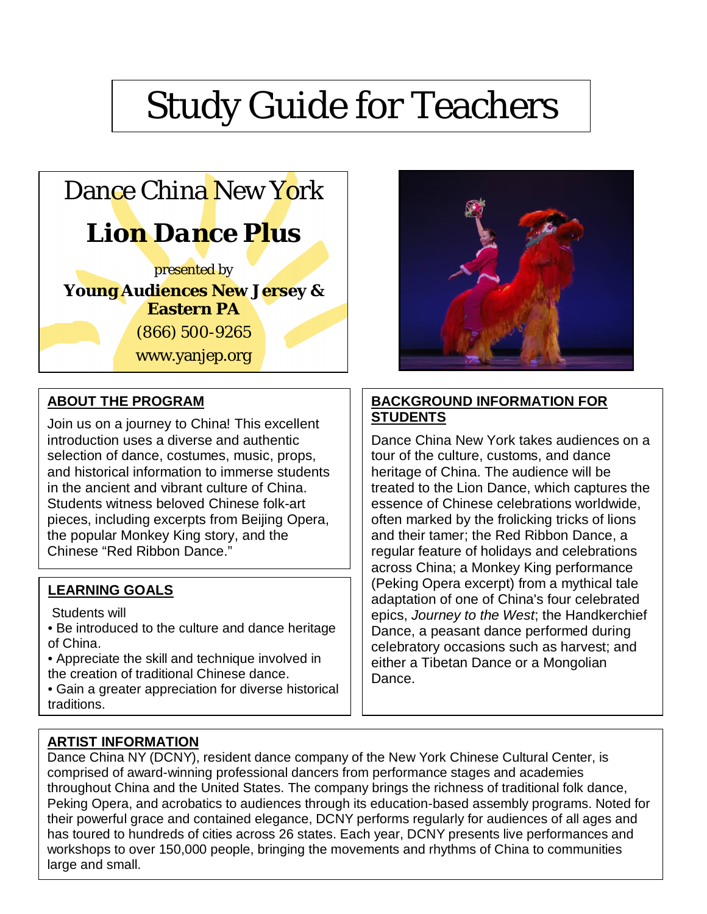# Study Guide for Teachers

## Dance China New York

## **Lion Dance Plus**

*presented by*

**Young Audiences New Jersey & Eastern PA**

(866) 500-9265

www.yanjep.org

### ABOUT THE PROGRAM

Join us on a journey to China! This excellent introduction uses a diverse and authentic selection of dance, costumes, music, props, and historical information to immerse students in the ancient and vibrant culture of China. Students witness beloved Chinese folk-art pieces, including excerpts from Beijing Opera, the popular Monkey King story, and the Chinese "Red Ribbon Dance."

### LEARNING GOALS

Students will

- Be introduced to the culture and dance heritage of China.
- Appreciate the skill and technique involved in the creation of traditional Chinese dance.
- Gain a greater appreciation for diverse historical traditions.

### BACKGROUND INFORMATION FOR STUDENTS

Dance China New York takes audiences on a tour of the culture, customs, and dance heritage of China. The audience will be treated to the Lion Dance, which captures the essence of Chinese celebrations worldwide, often marked by the frolicking tricks of lions and their tamer; the Red Ribbon Dance, a regular feature of holidays and celebrations across China; a Monkey King performance (Peking Opera excerpt) from a mythical tale adaptation of one of China's four celebrated epics, *Journey to the West*; the Handkerchief Dance, a peasant dance performed during celebratory occasions such as harvest; and either a Tibetan Dance or a Mongolian Dance.

### ARTIST INFORMATION

Dance China NY (DCNY), resident dance company of the New York Chinese Cultural Center, is comprised of award-winning professional dancers from performance stages and academies throughout China and the United States. The company brings the richness of traditional folk dance, Peking Opera, and acrobatics to audiences through its education-based assembly programs. Noted for their powerful grace and contained elegance, DCNY performs regularly for audiences of all ages and has toured to hundreds of cities across 26 states. Each year, DCNY presents live performances and workshops to over 150,000 people, bringing the movements and rhythms of China to communities large and small.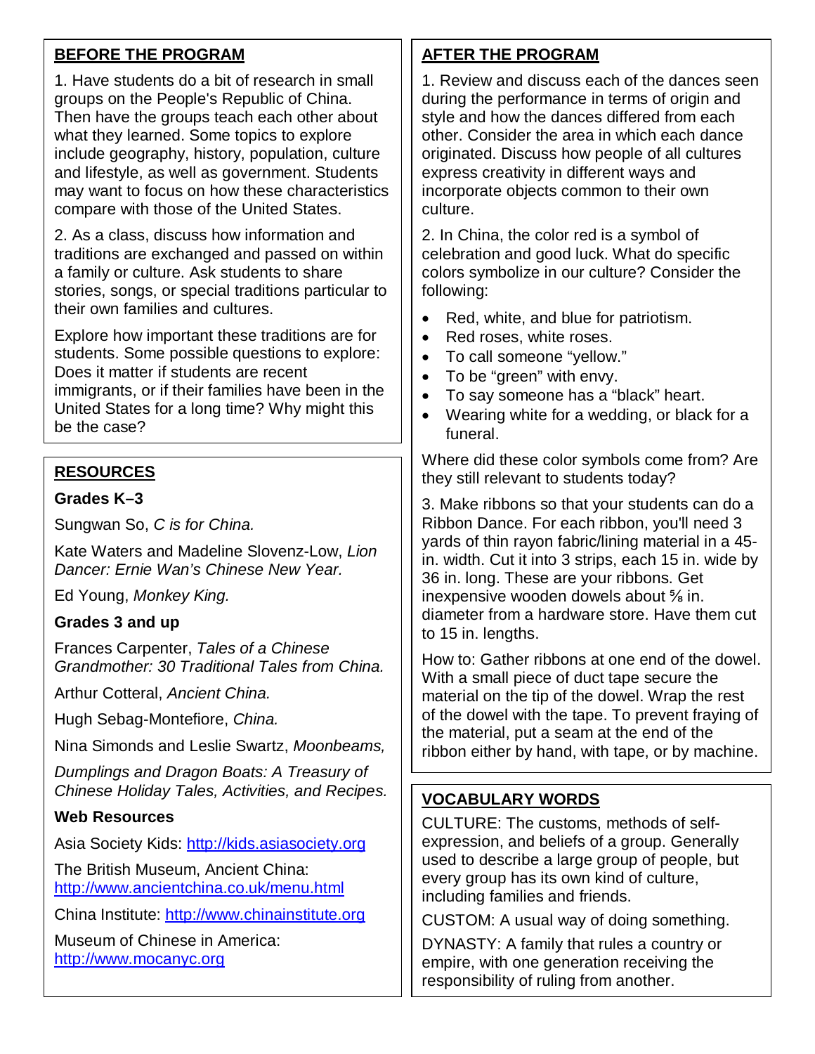## BEFORE THE PROGRAM

1. Have students do a bit of research in small groups on the People's Republic of China. Then have the groups teach each other about what they learned. Some topics to explore include geography, history, population, culture and lifestyle, as well as government. Students may want to focus on how these characteristics compare with those of the United States.

2. As a class, discuss how information and traditions are exchanged and passed on within a family or culture. Ask students to share stories, songs, or special traditions particular to their own families and cultures.

Explore how important these traditions are for students. Some possible questions to explore: Does it matter if students are recent immigrants, or if their families have been in the United States for a long time? Why might this be the case?

## RESOURCES

**Grades K–3**

Sungwan So, *C is for China.*

Kate Waters and Madeline Slovenz-Low, *Lion Dancer: Ernie Wan's Chinese New Year.*

Ed Young, *Monkey King.*

**Grades 3 and up**

Frances Carpenter, *Tales of a Chinese Grandmother: 30 Traditional Tales from China.*

Arthur Cotteral, *Ancient China.*

Hugh Sebag-Montefiore, *China.*

Nina Simonds and Leslie Swartz, *Moonbeams, Dumplings and Dragon Boats: A Treasury of Chinese Holiday Tales, Activities, and Recipes.*

**Web Resources**

Asia Society Kids: http://kids.asiasociety.org

The British Museum, Ancient China: http://www.ancientchina.co.uk/menu.html

China Institute: http://www.chinainstitute.org

Museum of Chinese in America: http://www.mocanyc.org

## AFTER THE PROGRAM

1. Review and discuss each of the dances seen during the performance in terms of origin and style and how the dances differed from each other. Consider the area in which each dance originated. Discuss how people of all cultures express creativity in different ways and incorporate objects common to their own culture.

2. In China, the color red is a symbol of celebration and good luck. What do specific colors symbolize in our culture? Consider the following:

- Red, white, and blue for patriotism.
- Red roses, white roses.
- To call someone "yellow."
- To be "green" with envy.
- To say someone has a "black" heart.
- Wearing white for a wedding, or black for a funeral.

Where did these color symbols come from? Are they still relevant to students today?

3. Make ribbons so that your students can do a Ribbon Dance. For each ribbon, you'll need 3 yards of thin rayon fabric/lining material in a 45-in. width. Cut it into 3 strips, each 15 in. wide by 36 in. long. These are your ribbons. Get inexpensive wooden dowels about ⅝ in. diameter from a hardware store. Have them cut to 15 in. lengths.

How to: Gather ribbons at one end of the dowel. With a small piece of duct tape secure the material on the tip of the dowel. Wrap the rest of the dowel with the tape. To prevent fraying of the material, put a seam at the end of the ribbon either by hand, with tape, or by machine.

## VOCABULARY WORDS

CULTURE: The customs, methods of self-expression, and beliefs of a group. Generally used to describe a large group of people, but every group has its own kind of culture, including families and friends.

CUSTOM: A usual way of doing something.

DYNASTY: A family that rules a country or empire, with one generation receiving the responsibility of ruling from another.